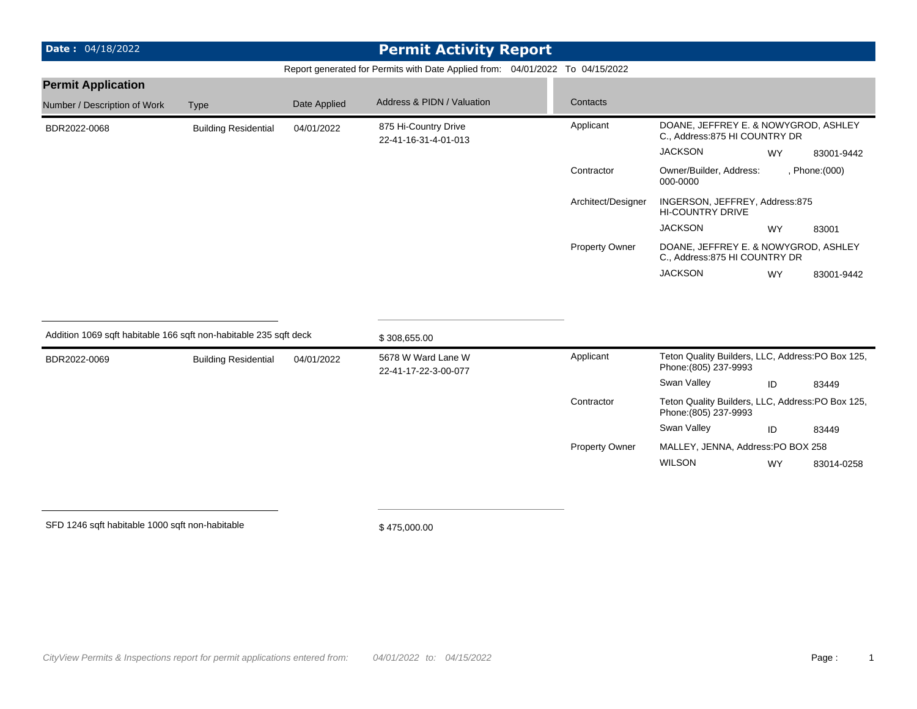**Date :** 04/18/2022

# Permit Activity Report

Report generated for Permits with Date Applied from: 04/01/2022 To 04/15/2022

## Permit Application

| Number / Description of Work | Type | Date Applied | Address & PIDN / Valuation | Contacts | | | |
|---|---|---|---|---|---|---|---|
| BDR2022-0068 | Building Residential | 04/01/2022 | 875 Hi-Country Drive<br>22-41-16-31-4-01-013 | Applicant | DOANE, JEFFREY E. & NOWYGROD, ASHLEY C., Address:875 HI COUNTRY DR | | |
| | | | | | JACKSON | WY | 83001-9442 |
| | | | | Contractor | Owner/Builder, Address: , Phone:(000) 000-0000 | | |
| | | | | Architect/Designer | INGERSON, JEFFREY, Address:875 HI-COUNTRY DRIVE | | |
| | | | | | JACKSON | WY | 83001 |
| | | | | Property Owner | DOANE, JEFFREY E. & NOWYGROD, ASHLEY C., Address:875 HI COUNTRY DR | | |
| | | | | | JACKSON | WY | 83001-9442 |
| Addition 1069 sqft habitable 166 sqft non-habitable 235 sqft deck | | | $ 308,655.00 | | | | |
| BDR2022-0069 | Building Residential | 04/01/2022 | 5678 W Ward Lane W<br>22-41-17-22-3-00-077 | Applicant | Teton Quality Builders, LLC, Address:PO Box 125, Phone:(805) 237-9993 | | |
| | | | | | Swan Valley | ID | 83449 |
| | | | | Contractor | Teton Quality Builders, LLC, Address:PO Box 125, Phone:(805) 237-9993 | | |
| | | | | | Swan Valley | ID | 83449 |
| | | | | Property Owner | MALLEY, JENNA, Address:PO BOX 258 | | |
| | | | | | WILSON | WY | 83014-0258 |
| SFD 1246 sqft habitable 1000 sqft non-habitable | | | $ 475,000.00 | | | | |

*CityView Permits & Inspections report for permit applications entered from: 04/01/2022 to: 04/15/2022*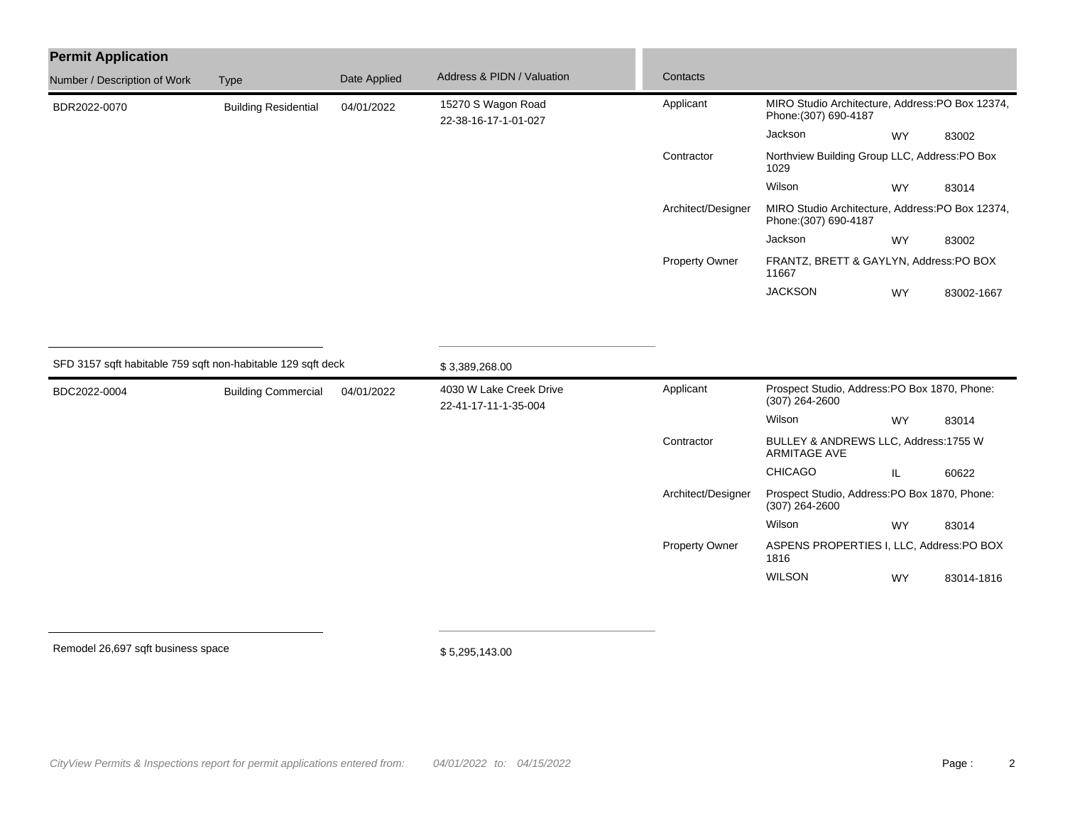## Permit Application

| Number / Description of Work | Type | Date Applied | Address & PIDN / Valuation | Contacts | | | |
|---|---|---|---|---|---|---|---|
| BDR2022-0070 | Building Residential | 04/01/2022 | 15270 S Wagon Road<br>22-38-16-17-1-01-027 | Applicant | MIRO Studio Architecture, Address:PO Box 12374, Phone:(307) 690-4187 | | |
| | | | | | Jackson | WY | 83002 |
| | | | | Contractor | Northview Building Group LLC, Address:PO Box 1029 | | |
| | | | | | Wilson | WY | 83014 |
| | | | | Architect/Designer | MIRO Studio Architecture, Address:PO Box 12374, Phone:(307) 690-4187 | | |
| | | | | | Jackson | WY | 83002 |
| | | | | Property Owner | FRANTZ, BRETT & GAYLYN, Address:PO BOX 11667 | | |
| | | | | | JACKSON | WY | 83002-1667 |
| SFD 3157 sqft habitable 759 sqft non-habitable 129 sqft deck | | | $ 3,389,268.00 | | | | |
| BDC2022-0004 | Building Commercial | 04/01/2022 | 4030 W Lake Creek Drive<br>22-41-17-11-1-35-004 | Applicant | Prospect Studio, Address:PO Box 1870, Phone:(307) 264-2600 | | |
| | | | | | Wilson | WY | 83014 |
| | | | | Contractor | BULLEY & ANDREWS LLC, Address:1755 W ARMITAGE AVE | | |
| | | | | | CHICAGO | IL | 60622 |
| | | | | Architect/Designer | Prospect Studio, Address:PO Box 1870, Phone:(307) 264-2600 | | |
| | | | | | Wilson | WY | 83014 |
| | | | | Property Owner | ASPENS PROPERTIES I, LLC, Address:PO BOX 1816 | | |
| | | | | | WILSON | WY | 83014-1816 |
| Remodel 26,697 sqft business space | | | $ 5,295,143.00 | | | | |

*CityView Permits & Inspections report for permit applications entered from: 04/01/2022 to: 04/15/2022*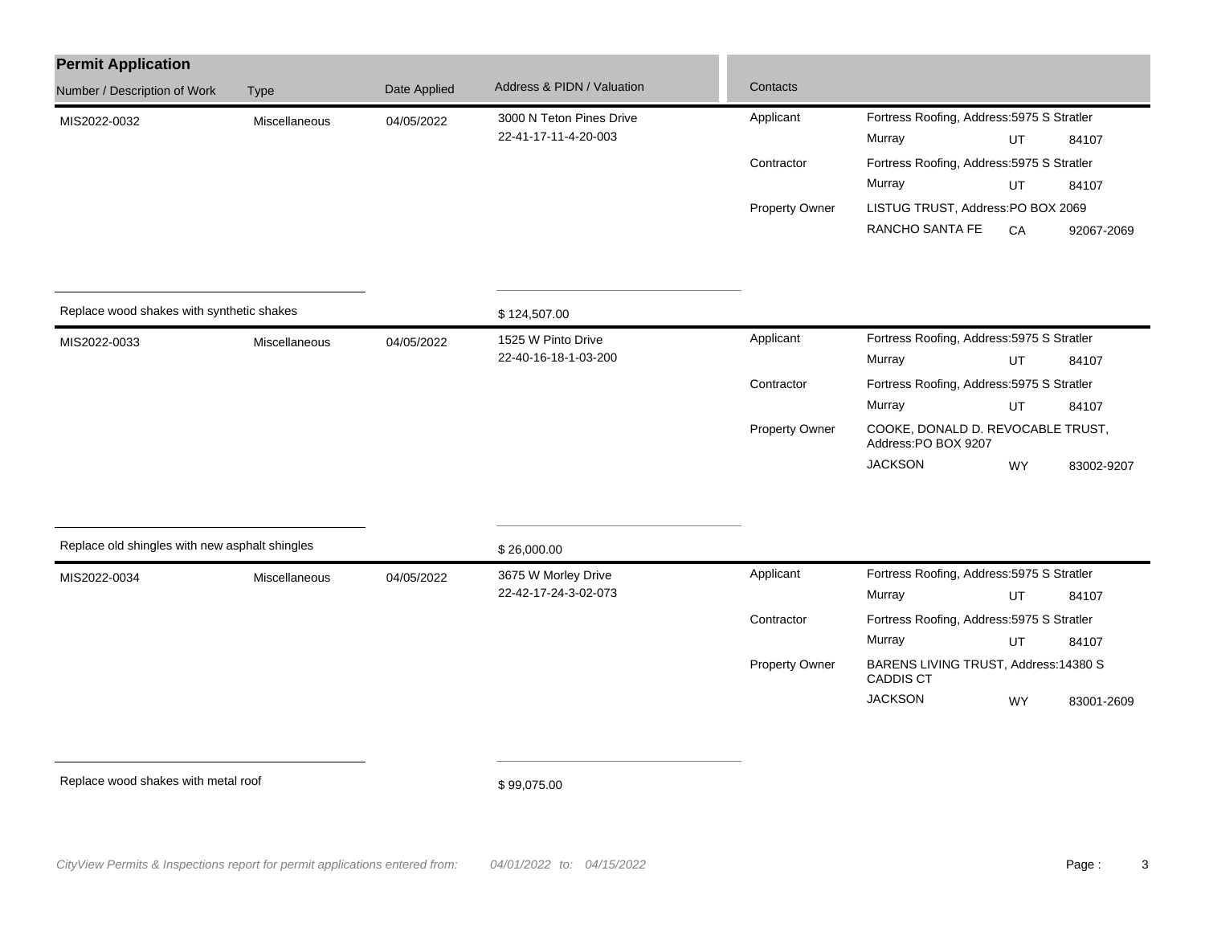## Permit Application

| Number / Description of Work | Type | Date Applied | Address & PIDN / Valuation | Contacts | | | |
|---|---|---|---|---|---|---|---|
| MIS2022-0032 | Miscellaneous | 04/05/2022 | 3000 N Teton Pines Drive<br>22-41-17-11-4-20-003 | Applicant | Fortress Roofing, Address:5975 S Stratler<br>Murray | UT | 84107 |
| | | | | Contractor | Fortress Roofing, Address:5975 S Stratler<br>Murray | UT | 84107 |
| | | | | Property Owner | LISTUG TRUST, Address:PO BOX 2069<br>RANCHO SANTA FE | CA | 92067-2069 |
| Replace wood shakes with synthetic shakes | | | $ 124,507.00 | | | | |
| MIS2022-0033 | Miscellaneous | 04/05/2022 | 1525 W Pinto Drive<br>22-40-16-18-1-03-200 | Applicant | Fortress Roofing, Address:5975 S Stratler<br>Murray | UT | 84107 |
| | | | | Contractor | Fortress Roofing, Address:5975 S Stratler<br>Murray | UT | 84107 |
| | | | | Property Owner | COOKE, DONALD D. REVOCABLE TRUST, Address:PO BOX 9207<br>JACKSON | WY | 83002-9207 |
| Replace old shingles with new asphalt shingles | | | $ 26,000.00 | | | | |
| MIS2022-0034 | Miscellaneous | 04/05/2022 | 3675 W Morley Drive<br>22-42-17-24-3-02-073 | Applicant | Fortress Roofing, Address:5975 S Stratler<br>Murray | UT | 84107 |
| | | | | Contractor | Fortress Roofing, Address:5975 S Stratler<br>Murray | UT | 84107 |
| | | | | Property Owner | BARENS LIVING TRUST, Address:14380 S CADDIS CT<br>JACKSON | WY | 83001-2609 |
| Replace wood shakes with metal roof | | | $ 99,075.00 | | | | |

*CityView Permits & Inspections report for permit applications entered from: 04/01/2022 to: 04/15/2022*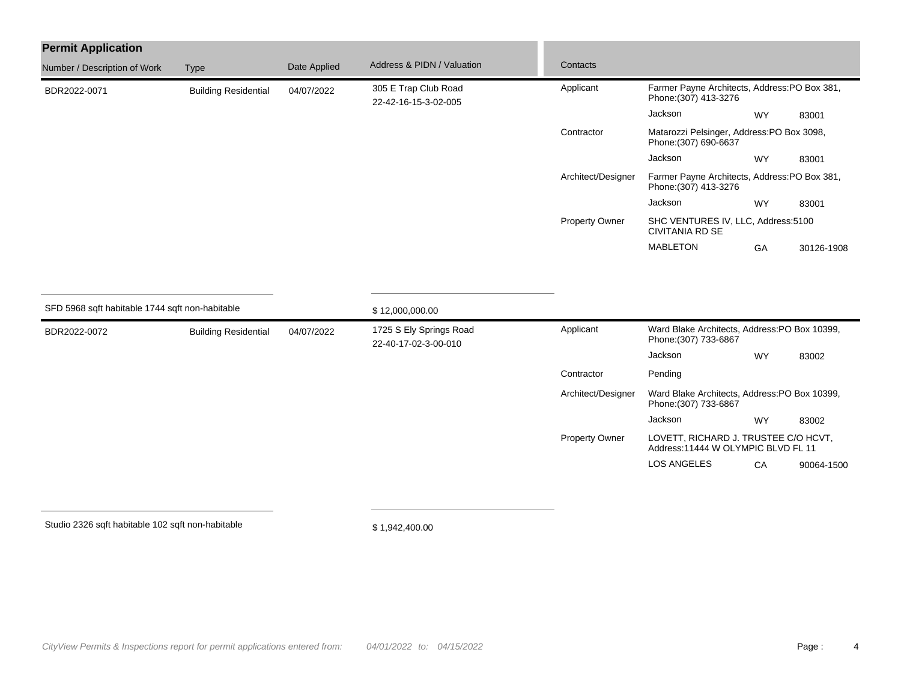## Permit Application

| Number / Description of Work | Type | Date Applied | Address & PIDN / Valuation | Contacts | | | |
|---|---|---|---|---|---|---|---|
| BDR2022-0071 | Building Residential | 04/07/2022 | 305 E Trap Club Road<br>22-42-16-15-3-02-005 | Applicant | Farmer Payne Architects, Address:PO Box 381, Phone:(307) 413-3276 | | |
| | | | | | Jackson | WY | 83001 |
| | | | | Contractor | Matarozzi Pelsinger, Address:PO Box 3098, Phone:(307) 690-6637 | | |
| | | | | | Jackson | WY | 83001 |
| | | | | Architect/Designer | Farmer Payne Architects, Address:PO Box 381, Phone:(307) 413-3276 | | |
| | | | | | Jackson | WY | 83001 |
| | | | | Property Owner | SHC VENTURES IV, LLC, Address:5100 CIVITANIA RD SE | | |
| | | | | | MABLETON | GA | 30126-1908 |
| SFD 5968 sqft habitable 1744 sqft non-habitable | | | $ 12,000,000.00 | | | | |
| BDR2022-0072 | Building Residential | 04/07/2022 | 1725 S Ely Springs Road<br>22-40-17-02-3-00-010 | Applicant | Ward Blake Architects, Address:PO Box 10399, Phone:(307) 733-6867 | | |
| | | | | | Jackson | WY | 83002 |
| | | | | Contractor | Pending | | |
| | | | | Architect/Designer | Ward Blake Architects, Address:PO Box 10399, Phone:(307) 733-6867 | | |
| | | | | | Jackson | WY | 83002 |
| | | | | Property Owner | LOVETT, RICHARD J. TRUSTEE C/O HCVT, Address:11444 W OLYMPIC BLVD FL 11 | | |
| | | | | | LOS ANGELES | CA | 90064-1500 |
| Studio 2326 sqft habitable 102 sqft non-habitable | | | $ 1,942,400.00 | | | | |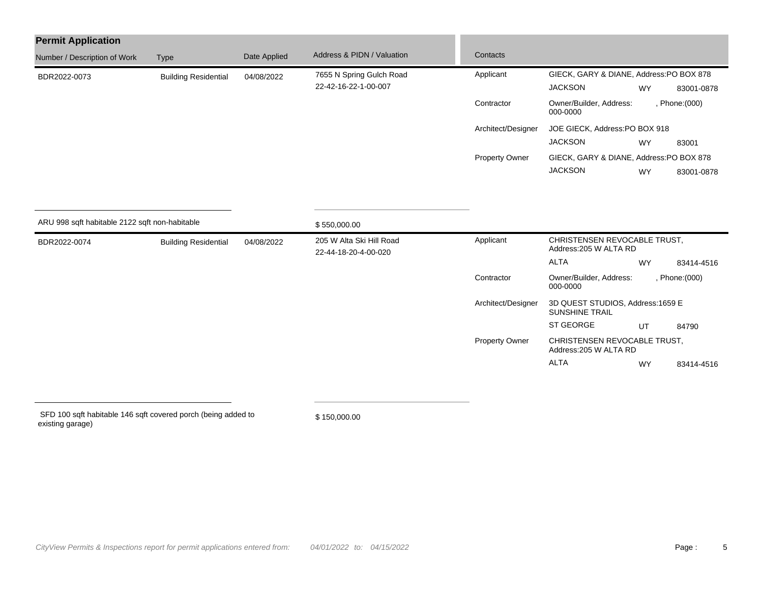## Permit Application

| Number / Description of Work | Type | Date Applied | Address & PIDN / Valuation | Contacts | | | |
|---|---|---|---|---|---|---|---|
| BDR2022-0073 | Building Residential | 04/08/2022 | 7655 N Spring Gulch Road<br>22-42-16-22-1-00-007 | Applicant | GIECK, GARY & DIANE, Address:PO BOX 878 | | |
| | | | | | JACKSON | WY | 83001-0878 |
| | | | | Contractor | Owner/Builder, Address: , Phone:(000) 000-0000 | | |
| | | | | Architect/Designer | JOE GIECK, Address:PO BOX 918 | | |
| | | | | | JACKSON | WY | 83001 |
| | | | | Property Owner | GIECK, GARY & DIANE, Address:PO BOX 878 | | |
| | | | | | JACKSON | WY | 83001-0878 |
| ARU 998 sqft habitable 2122 sqft non-habitable | | | $ 550,000.00 | | | | |
| BDR2022-0074 | Building Residential | 04/08/2022 | 205 W Alta Ski Hill Road<br>22-44-18-20-4-00-020 | Applicant | CHRISTENSEN REVOCABLE TRUST, Address:205 W ALTA RD | | |
| | | | | | ALTA | WY | 83414-4516 |
| | | | | Contractor | Owner/Builder, Address: , Phone:(000) 000-0000 | | |
| | | | | Architect/Designer | 3D QUEST STUDIOS, Address:1659 E SUNSHINE TRAIL | | |
| | | | | | ST GEORGE | UT | 84790 |
| | | | | Property Owner | CHRISTENSEN REVOCABLE TRUST, Address:205 W ALTA RD | | |
| | | | | | ALTA | WY | 83414-4516 |
| SFD 100 sqft habitable 146 sqft covered porch (being added to existing garage) | | | $ 150,000.00 | | | | |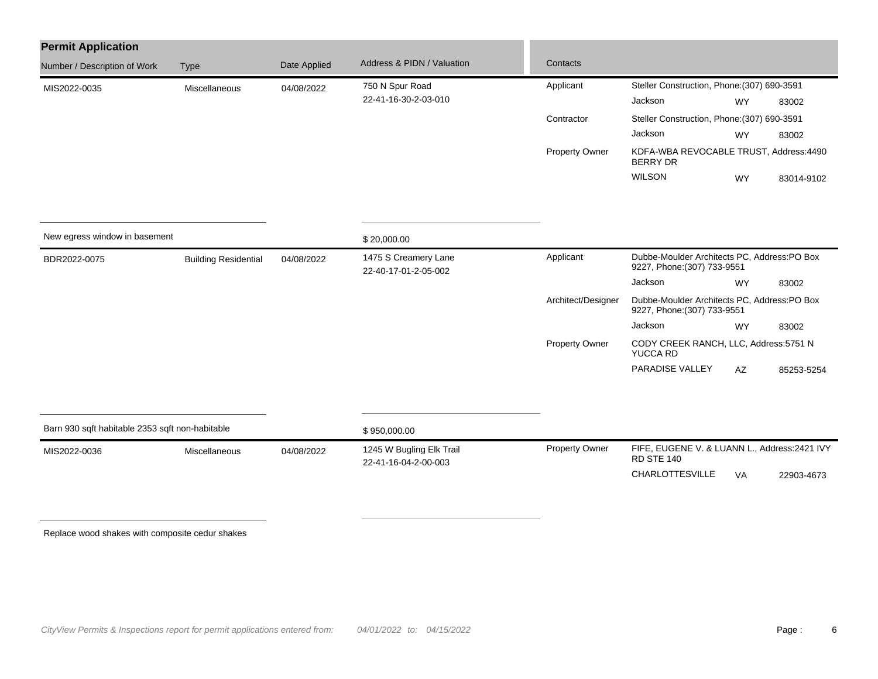## Permit Application

| Number / Description of Work | Type | Date Applied | Address & PIDN / Valuation | Contacts | | | |
|---|---|---|---|---|---|---|---|
| MIS2022-0035 | Miscellaneous | 04/08/2022 | 750 N Spur Road<br>22-41-16-30-2-03-010 | Applicant | Steller Construction, Phone:(307) 690-3591 | | |
| | | | | | Jackson | WY | 83002 |
| | | | | Contractor | Steller Construction, Phone:(307) 690-3591 | | |
| | | | | | Jackson | WY | 83002 |
| | | | | Property Owner | KDFA-WBA REVOCABLE TRUST, Address:4490 BERRY DR | | |
| | | | | | WILSON | WY | 83014-9102 |
| New egress window in basement | | | $ 20,000.00 | | | | |
| BDR2022-0075 | Building Residential | 04/08/2022 | 1475 S Creamery Lane<br>22-40-17-01-2-05-002 | Applicant | Dubbe-Moulder Architects PC, Address:PO Box 9227, Phone:(307) 733-9551 | | |
| | | | | | Jackson | WY | 83002 |
| | | | | Architect/Designer | Dubbe-Moulder Architects PC, Address:PO Box 9227, Phone:(307) 733-9551 | | |
| | | | | | Jackson | WY | 83002 |
| | | | | Property Owner | CODY CREEK RANCH, LLC, Address:5751 N YUCCA RD | | |
| | | | | | PARADISE VALLEY | AZ | 85253-5254 |
| Barn 930 sqft habitable 2353 sqft non-habitable | | | $ 950,000.00 | | | | |
| MIS2022-0036 | Miscellaneous | 04/08/2022 | 1245 W Bugling Elk Trail<br>22-41-16-04-2-00-003 | Property Owner | FIFE, EUGENE V. & LUANN L., Address:2421 IVY RD STE 140 | | |
| | | | | | CHARLOTTESVILLE | VA | 22903-4673 |
| Replace wood shakes with composite cedur shakes | | | | | | | |

*CityView Permits & Inspections report for permit applications entered from: 04/01/2022 to: 04/15/2022*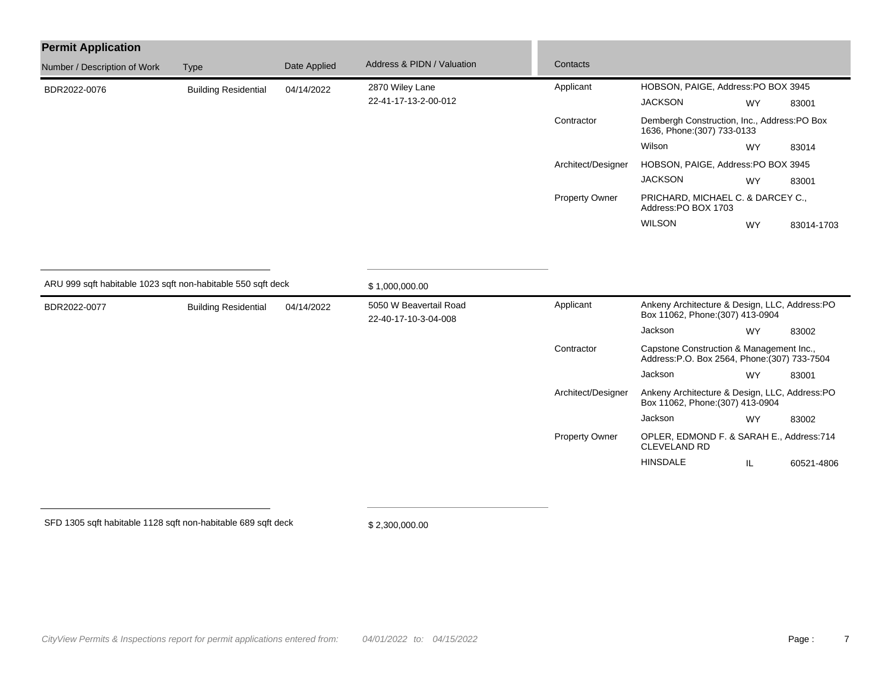## Permit Application

| Number / Description of Work | Type | Date Applied | Address & PIDN / Valuation | Contacts | | | |
|---|---|---|---|---|---|---|---|
| BDR2022-0076 | Building Residential | 04/14/2022 | 2870 Wiley Lane<br>22-41-17-13-2-00-012 | Applicant | HOBSON, PAIGE, Address:PO BOX 3945 | | |
| | | | | | JACKSON | WY | 83001 |
| | | | | Contractor | Dembergh Construction, Inc., Address:PO Box 1636, Phone:(307) 733-0133 | | |
| | | | | | Wilson | WY | 83014 |
| | | | | Architect/Designer | HOBSON, PAIGE, Address:PO BOX 3945 | | |
| | | | | | JACKSON | WY | 83001 |
| | | | | Property Owner | PRICHARD, MICHAEL C. & DARCEY C., Address:PO BOX 1703 | | |
| | | | | | WILSON | WY | 83014-1703 |
| ARU 999 sqft habitable 1023 sqft non-habitable 550 sqft deck | | | $ 1,000,000.00 | | | | |
| BDR2022-0077 | Building Residential | 04/14/2022 | 5050 W Beavertail Road<br>22-40-17-10-3-04-008 | Applicant | Ankeny Architecture & Design, LLC, Address:PO Box 11062, Phone:(307) 413-0904 | | |
| | | | | | Jackson | WY | 83002 |
| | | | | Contractor | Capstone Construction & Management Inc., Address:P.O. Box 2564, Phone:(307) 733-7504 | | |
| | | | | | Jackson | WY | 83001 |
| | | | | Architect/Designer | Ankeny Architecture & Design, LLC, Address:PO Box 11062, Phone:(307) 413-0904 | | |
| | | | | | Jackson | WY | 83002 |
| | | | | Property Owner | OPLER, EDMOND F. & SARAH E., Address:714 CLEVELAND RD | | |
| | | | | | HINSDALE | IL | 60521-4806 |
| SFD 1305 sqft habitable 1128 sqft non-habitable 689 sqft deck | | | $ 2,300,000.00 | | | | |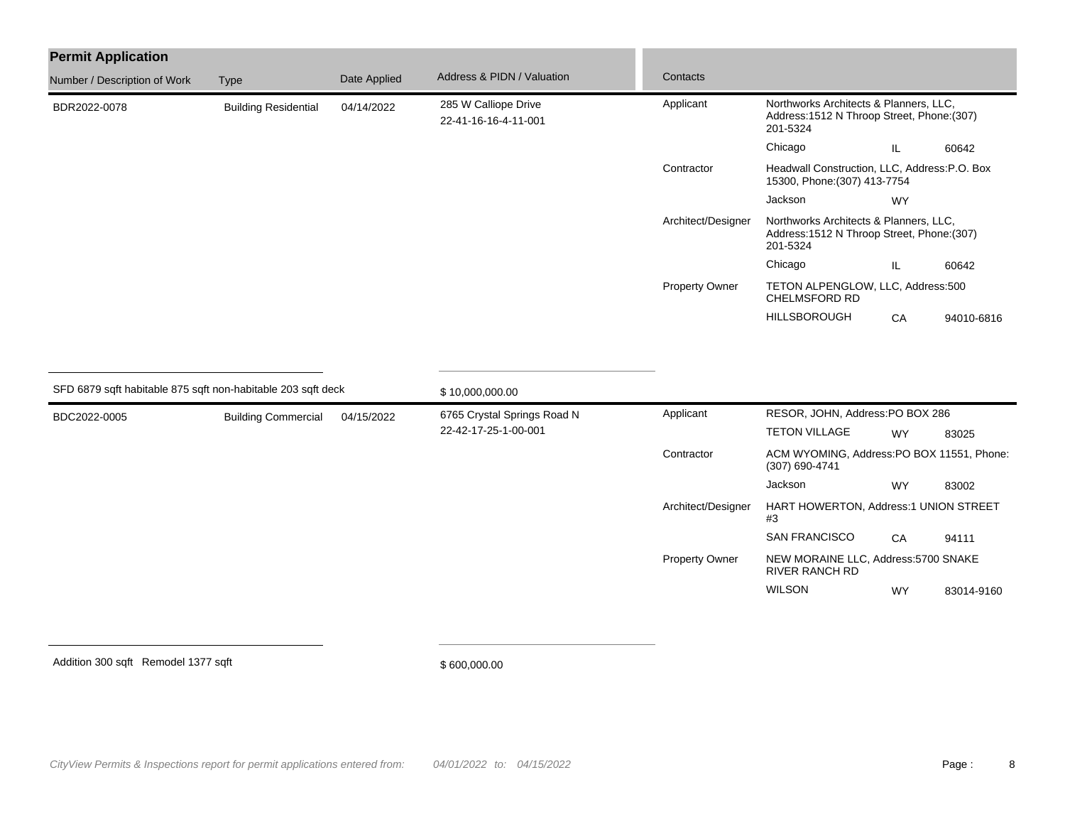## Permit Application

| Number / Description of Work | Type | Date Applied | Address & PIDN / Valuation | Contacts | | | |
|---|---|---|---|---|---|---|---|
| BDR2022-0078 | Building Residential | 04/14/2022 | 285 W Calliope Drive<br>22-41-16-16-4-11-001 | Applicant | Northworks Architects & Planners, LLC, Address:1512 N Throop Street, Phone:(307) 201-5324 | | |
| | | | | | Chicago | IL | 60642 |
| | | | | Contractor | Headwall Construction, LLC, Address:P.O. Box 15300, Phone:(307) 413-7754 | | |
| | | | | | Jackson | WY | |
| | | | | Architect/Designer | Northworks Architects & Planners, LLC, Address:1512 N Throop Street, Phone:(307) 201-5324 | | |
| | | | | | Chicago | IL | 60642 |
| | | | | Property Owner | TETON ALPENGLOW, LLC, Address:500 CHELMSFORD RD | | |
| | | | | | HILLSBOROUGH | CA | 94010-6816 |
| SFD 6879 sqft habitable 875 sqft non-habitable 203 sqft deck | | | $ 10,000,000.00 | | | | |
| BDC2022-0005 | Building Commercial | 04/15/2022 | 6765 Crystal Springs Road N<br>22-42-17-25-1-00-001 | Applicant | RESOR, JOHN, Address:PO BOX 286 | | |
| | | | | | TETON VILLAGE | WY | 83025 |
| | | | | Contractor | ACM WYOMING, Address:PO BOX 11551, Phone: (307) 690-4741 | | |
| | | | | | Jackson | WY | 83002 |
| | | | | Architect/Designer | HART HOWERTON, Address:1 UNION STREET #3 | | |
| | | | | | SAN FRANCISCO | CA | 94111 |
| | | | | Property Owner | NEW MORAINE LLC, Address:5700 SNAKE RIVER RANCH RD | | |
| | | | | | WILSON | WY | 83014-9160 |
| Addition 300 sqft Remodel 1377 sqft | | | $ 600,000.00 | | | | |

*CityView Permits & Inspections report for permit applications entered from: 04/01/2022 to: 04/15/2022*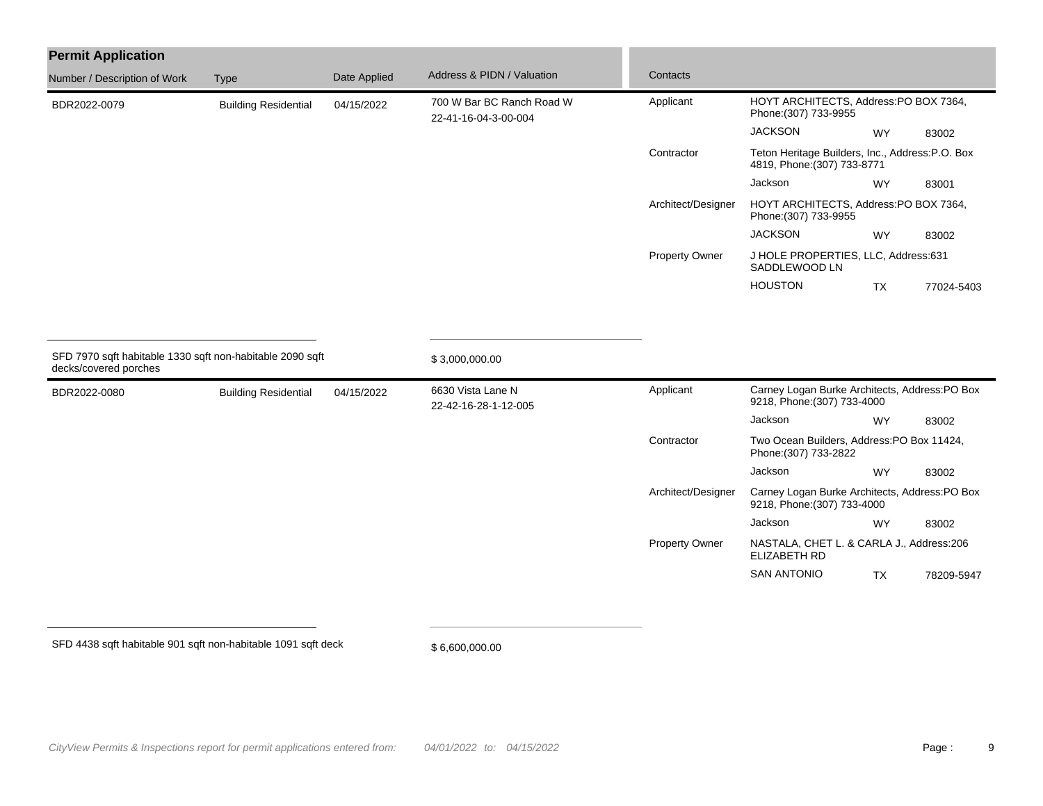## Permit Application

| Number / Description of Work | Type | Date Applied | Address & PIDN / Valuation | Contacts | | | |
|---|---|---|---|---|---|---|---|
| BDR2022-0079 | Building Residential | 04/15/2022 | 700 W Bar BC Ranch Road W<br>22-41-16-04-3-00-004 | Applicant | HOYT ARCHITECTS, Address:PO BOX 7364, Phone:(307) 733-9955 | | |
| | | | | | JACKSON | WY | 83002 |
| | | | | Contractor | Teton Heritage Builders, Inc., Address:P.O. Box 4819, Phone:(307) 733-8771 | | |
| | | | | | Jackson | WY | 83001 |
| | | | | Architect/Designer | HOYT ARCHITECTS, Address:PO BOX 7364, Phone:(307) 733-9955 | | |
| | | | | | JACKSON | WY | 83002 |
| | | | | Property Owner | J HOLE PROPERTIES, LLC, Address:631 SADDLEWOOD LN | | |
| | | | | | HOUSTON | TX | 77024-5403 |
| SFD 7970 sqft habitable 1330 sqft non-habitable 2090 sqft decks/covered porches | | | $ 3,000,000.00 | | | | |
| BDR2022-0080 | Building Residential | 04/15/2022 | 6630 Vista Lane N<br>22-42-16-28-1-12-005 | Applicant | Carney Logan Burke Architects, Address:PO Box 9218, Phone:(307) 733-4000 | | |
| | | | | | Jackson | WY | 83002 |
| | | | | Contractor | Two Ocean Builders, Address:PO Box 11424, Phone:(307) 733-2822 | | |
| | | | | | Jackson | WY | 83002 |
| | | | | Architect/Designer | Carney Logan Burke Architects, Address:PO Box 9218, Phone:(307) 733-4000 | | |
| | | | | | Jackson | WY | 83002 |
| | | | | Property Owner | NASTALA, CHET L. & CARLA J., Address:206 ELIZABETH RD | | |
| | | | | | SAN ANTONIO | TX | 78209-5947 |
| SFD 4438 sqft habitable 901 sqft non-habitable 1091 sqft deck | | | $ 6,600,000.00 | | | | |

*CityView Permits & Inspections report for permit applications entered from: 04/01/2022 to: 04/15/2022*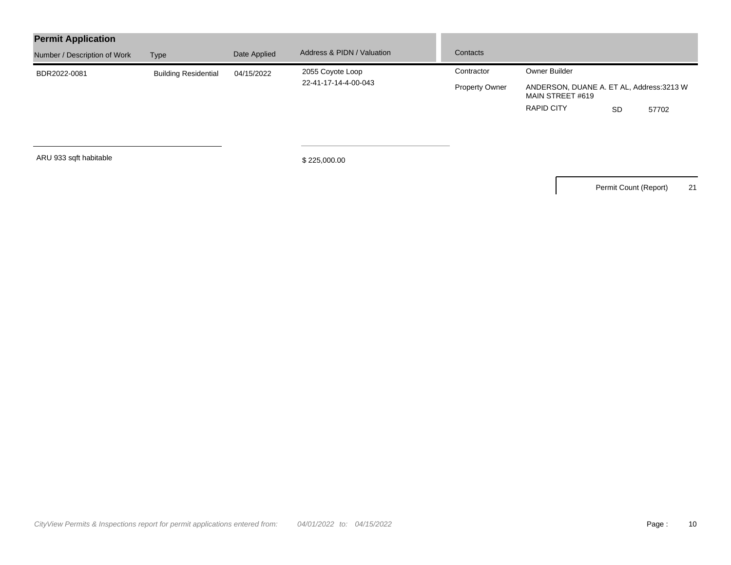## Permit Application

| Number / Description of Work | Type | Date Applied | Address & PIDN / Valuation | Contacts | |
|---|---|---|---|---|---|
| BDR2022-0081 | Building Residential | 04/15/2022 | 2055 Coyote Loop<br>22-41-17-14-4-00-043 | Contractor | Owner Builder |
| | | | | Property Owner | ANDERSON, DUANE A. ET AL, Address:3213 W MAIN STREET #619<br>RAPID CITY SD 57702 |
| ARU 933 sqft habitable | | | $ 225,000.00 | | |

Permit Count (Report) 21

*CityView Permits & Inspections report for permit applications entered from: 04/01/2022 to: 04/15/2022*